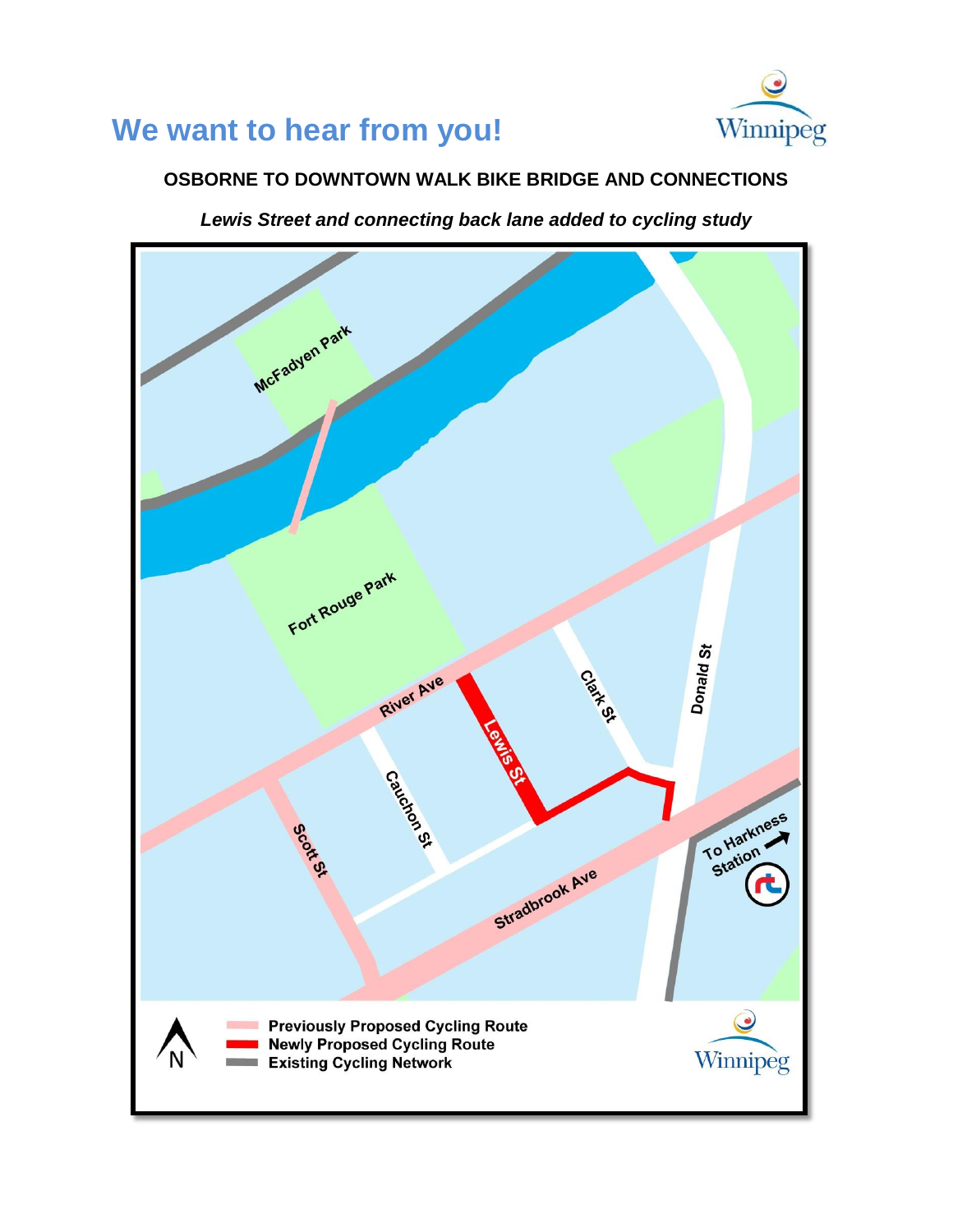# We want to hear from you!

## OSBORNE TO DOWNTOWN WALK BIKE BRIDGE AND CONNECTIONS

***Lewis Street and connecting back lane added to cycling study***

McFadyen Park

Fort Rouge Park

River Ave

Clark St

Donald St

Lewis St

Cauchon St

Scott St

Stradbrook Ave

To Harkness Station

N

**Previously Proposed Cycling Route**
**Newly Proposed Cycling Route**
**Existing Cycling Network**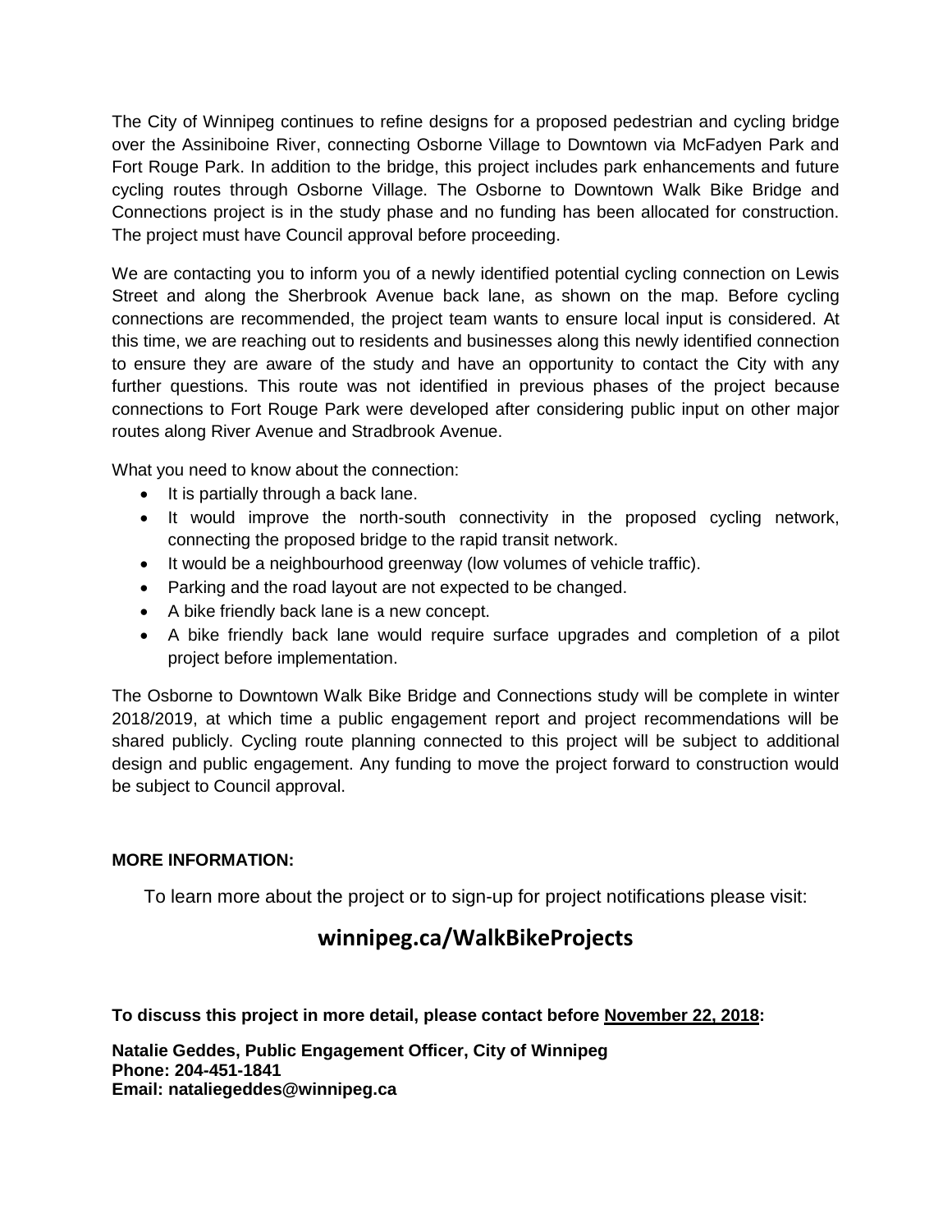The City of Winnipeg continues to refine designs for a proposed pedestrian and cycling bridge over the Assiniboine River, connecting Osborne Village to Downtown via McFadyen Park and Fort Rouge Park. In addition to the bridge, this project includes park enhancements and future cycling routes through Osborne Village. The Osborne to Downtown Walk Bike Bridge and Connections project is in the study phase and no funding has been allocated for construction. The project must have Council approval before proceeding.

We are contacting you to inform you of a newly identified potential cycling connection on Lewis Street and along the Sherbrook Avenue back lane, as shown on the map. Before cycling connections are recommended, the project team wants to ensure local input is considered. At this time, we are reaching out to residents and businesses along this newly identified connection to ensure they are aware of the study and have an opportunity to contact the City with any further questions. This route was not identified in previous phases of the project because connections to Fort Rouge Park were developed after considering public input on other major routes along River Avenue and Stradbrook Avenue.

What you need to know about the connection:

- It is partially through a back lane.
- It would improve the north-south connectivity in the proposed cycling network, connecting the proposed bridge to the rapid transit network.
- It would be a neighbourhood greenway (low volumes of vehicle traffic).
- Parking and the road layout are not expected to be changed.
- A bike friendly back lane is a new concept.
- A bike friendly back lane would require surface upgrades and completion of a pilot project before implementation.

The Osborne to Downtown Walk Bike Bridge and Connections study will be complete in winter 2018/2019, at which time a public engagement report and project recommendations will be shared publicly. Cycling route planning connected to this project will be subject to additional design and public engagement. Any funding to move the project forward to construction would be subject to Council approval.

**MORE INFORMATION:**

To learn more about the project or to sign-up for project notifications please visit:

## winnipeg.ca/WalkBikeProjects

**To discuss this project in more detail, please contact before November 22, 2018:**

**Natalie Geddes, Public Engagement Officer, City of Winnipeg**
**Phone: 204-451-1841**
**Email: nataliegeddes@winnipeg.ca**